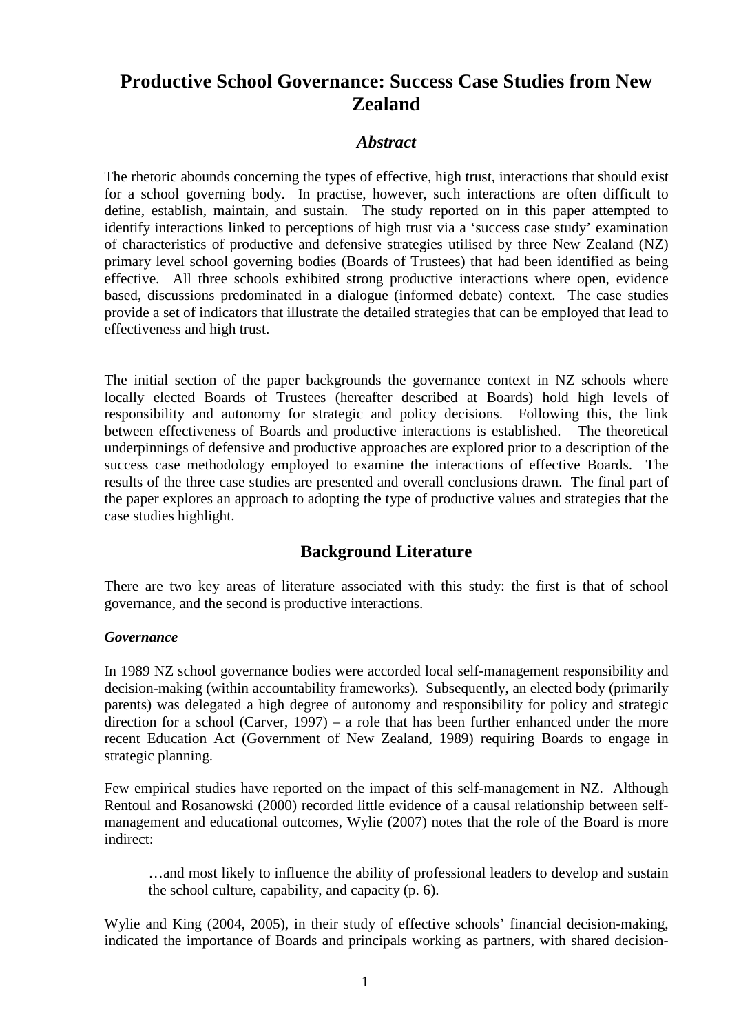# Productive School Governance: Success Case Studies from New Zealand

## *Abstract*

The rhetoric abounds concerning the types of effective, high trust, interactions that should exist for a school governing body. In practise, however, such interactions are often difficult to define, establish, maintain, and sustain. The study reported on in this paper attempted to identify interactions linked to perceptions of high trust via a 'success case study' examination of characteristics of productive and defensive strategies utilised by three New Zealand (NZ) primary level school governing bodies (Boards of Trustees) that had been identified as being effective. All three schools exhibited strong productive interactions where open, evidence based, discussions predominated in a dialogue (informed debate) context. The case studies provide a set of indicators that illustrate the detailed strategies that can be employed that lead to effectiveness and high trust.

The initial section of the paper backgrounds the governance context in NZ schools where locally elected Boards of Trustees (hereafter described at Boards) hold high levels of responsibility and autonomy for strategic and policy decisions. Following this, the link between effectiveness of Boards and productive interactions is established. The theoretical underpinnings of defensive and productive approaches are explored prior to a description of the success case methodology employed to examine the interactions of effective Boards. The results of the three case studies are presented and overall conclusions drawn. The final part of the paper explores an approach to adopting the type of productive values and strategies that the case studies highlight.

## Background Literature

There are two key areas of literature associated with this study: the first is that of school governance, and the second is productive interactions.

### *Governance*

In 1989 NZ school governance bodies were accorded local self-management responsibility and decision-making (within accountability frameworks). Subsequently, an elected body (primarily parents) was delegated a high degree of autonomy and responsibility for policy and strategic direction for a school (Carver, 1997) – a role that has been further enhanced under the more recent Education Act (Government of New Zealand, 1989) requiring Boards to engage in strategic planning.

Few empirical studies have reported on the impact of this self-management in NZ. Although Rentoul and Rosanowski (2000) recorded little evidence of a causal relationship between self-management and educational outcomes, Wylie (2007) notes that the role of the Board is more indirect:

> …and most likely to influence the ability of professional leaders to develop and sustain the school culture, capability, and capacity (p. 6).

Wylie and King (2004, 2005), in their study of effective schools' financial decision-making, indicated the importance of Boards and principals working as partners, with shared decision-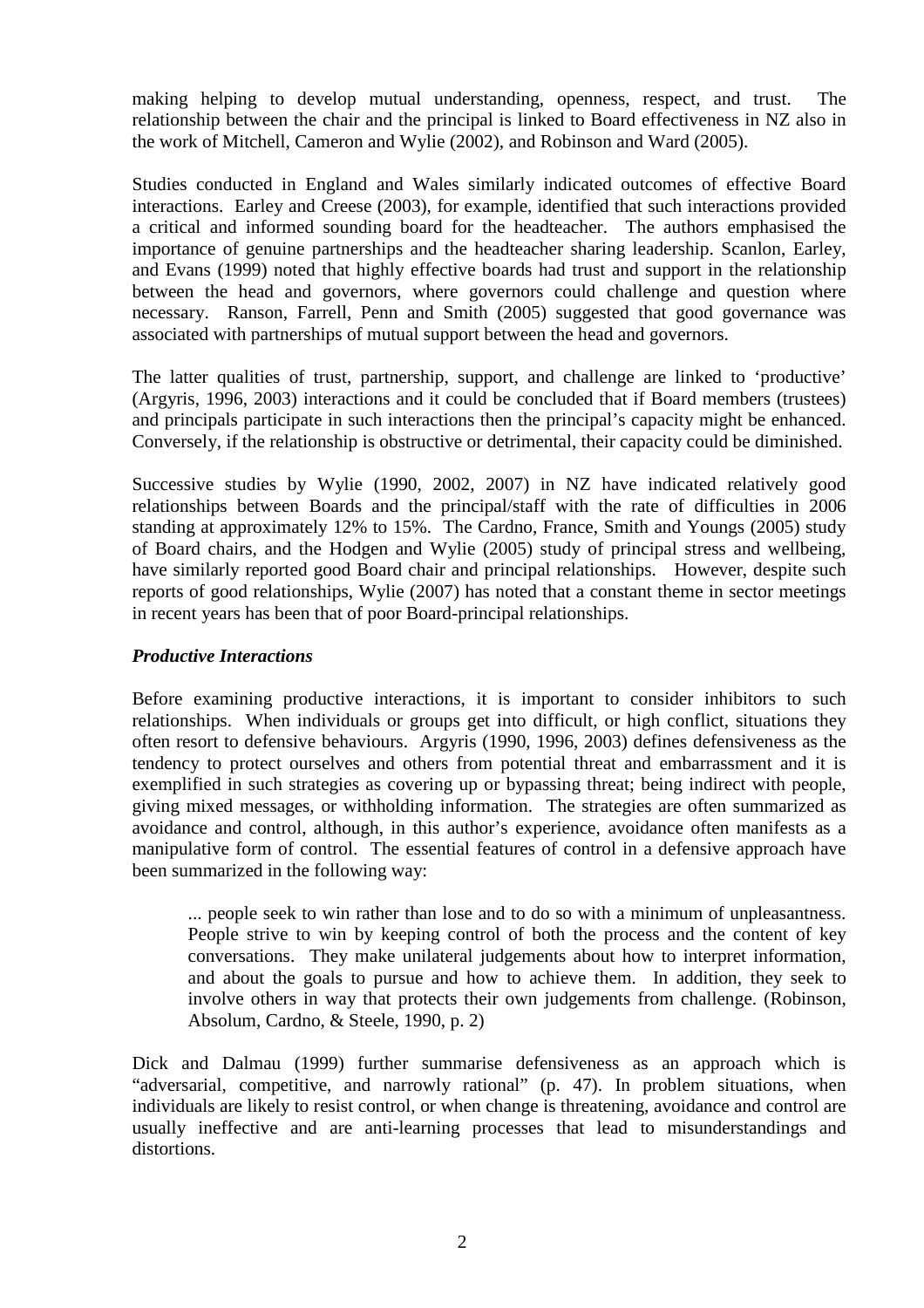making helping to develop mutual understanding, openness, respect, and trust. The relationship between the chair and the principal is linked to Board effectiveness in NZ also in the work of Mitchell, Cameron and Wylie (2002), and Robinson and Ward (2005).

Studies conducted in England and Wales similarly indicated outcomes of effective Board interactions. Earley and Creese (2003), for example, identified that such interactions provided a critical and informed sounding board for the headteacher. The authors emphasised the importance of genuine partnerships and the headteacher sharing leadership. Scanlon, Earley, and Evans (1999) noted that highly effective boards had trust and support in the relationship between the head and governors, where governors could challenge and question where necessary. Ranson, Farrell, Penn and Smith (2005) suggested that good governance was associated with partnerships of mutual support between the head and governors.

The latter qualities of trust, partnership, support, and challenge are linked to 'productive' (Argyris, 1996, 2003) interactions and it could be concluded that if Board members (trustees) and principals participate in such interactions then the principal's capacity might be enhanced. Conversely, if the relationship is obstructive or detrimental, their capacity could be diminished.

Successive studies by Wylie (1990, 2002, 2007) in NZ have indicated relatively good relationships between Boards and the principal/staff with the rate of difficulties in 2006 standing at approximately 12% to 15%. The Cardno, France, Smith and Youngs (2005) study of Board chairs, and the Hodgen and Wylie (2005) study of principal stress and wellbeing, have similarly reported good Board chair and principal relationships. However, despite such reports of good relationships, Wylie (2007) has noted that a constant theme in sector meetings in recent years has been that of poor Board-principal relationships.

### *Productive Interactions*

Before examining productive interactions, it is important to consider inhibitors to such relationships. When individuals or groups get into difficult, or high conflict, situations they often resort to defensive behaviours. Argyris (1990, 1996, 2003) defines defensiveness as the tendency to protect ourselves and others from potential threat and embarrassment and it is exemplified in such strategies as covering up or bypassing threat; being indirect with people, giving mixed messages, or withholding information. The strategies are often summarized as avoidance and control, although, in this author's experience, avoidance often manifests as a manipulative form of control. The essential features of control in a defensive approach have been summarized in the following way:

> ... people seek to win rather than lose and to do so with a minimum of unpleasantness. People strive to win by keeping control of both the process and the content of key conversations. They make unilateral judgements about how to interpret information, and about the goals to pursue and how to achieve them. In addition, they seek to involve others in way that protects their own judgements from challenge. (Robinson, Absolum, Cardno, & Steele, 1990, p. 2)

Dick and Dalmau (1999) further summarise defensiveness as an approach which is "adversarial, competitive, and narrowly rational" (p. 47). In problem situations, when individuals are likely to resist control, or when change is threatening, avoidance and control are usually ineffective and are anti-learning processes that lead to misunderstandings and distortions.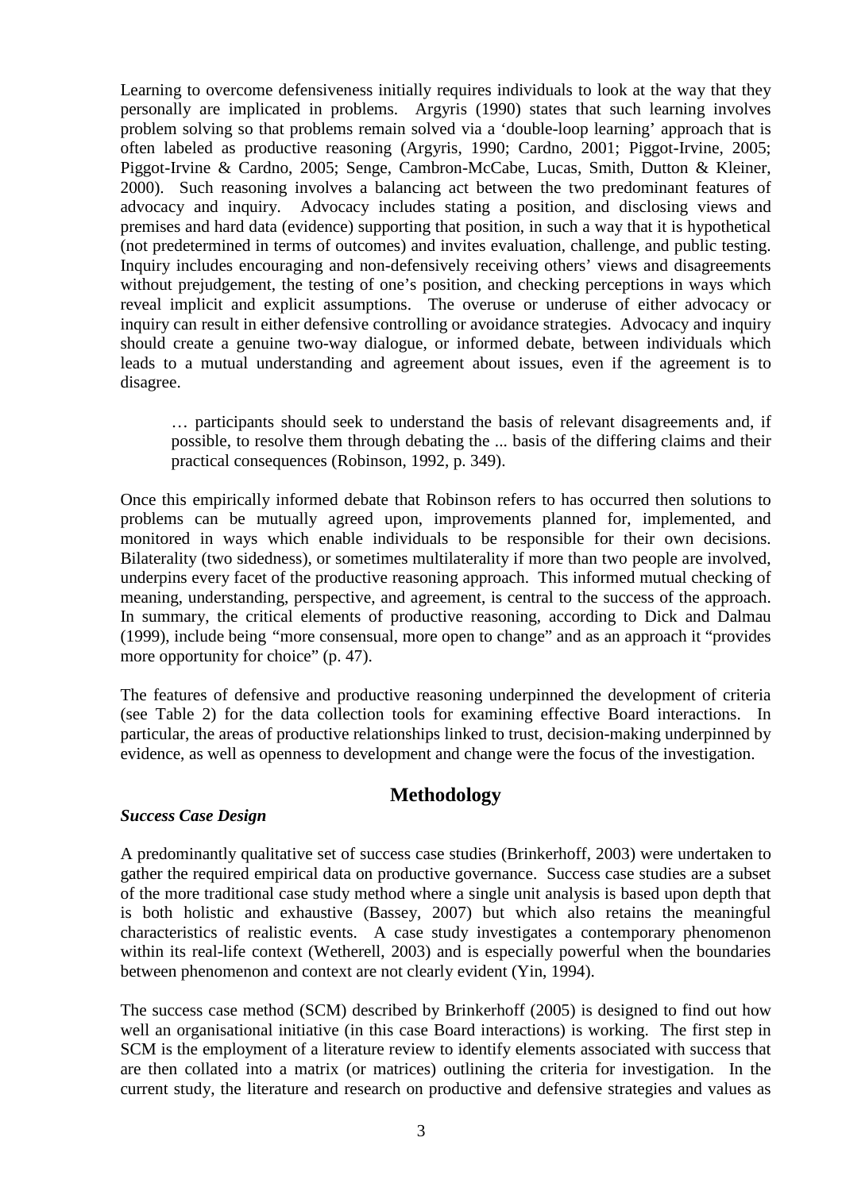Learning to overcome defensiveness initially requires individuals to look at the way that they personally are implicated in problems. Argyris (1990) states that such learning involves problem solving so that problems remain solved via a 'double-loop learning' approach that is often labeled as productive reasoning (Argyris, 1990; Cardno, 2001; Piggot-Irvine, 2005; Piggot-Irvine & Cardno, 2005; Senge, Cambron-McCabe, Lucas, Smith, Dutton & Kleiner, 2000). Such reasoning involves a balancing act between the two predominant features of advocacy and inquiry. Advocacy includes stating a position, and disclosing views and premises and hard data (evidence) supporting that position, in such a way that it is hypothetical (not predetermined in terms of outcomes) and invites evaluation, challenge, and public testing. Inquiry includes encouraging and non-defensively receiving others' views and disagreements without prejudgement, the testing of one's position, and checking perceptions in ways which reveal implicit and explicit assumptions. The overuse or underuse of either advocacy or inquiry can result in either defensive controlling or avoidance strategies. Advocacy and inquiry should create a genuine two-way dialogue, or informed debate, between individuals which leads to a mutual understanding and agreement about issues, even if the agreement is to disagree.

> … participants should seek to understand the basis of relevant disagreements and, if possible, to resolve them through debating the ... basis of the differing claims and their practical consequences (Robinson, 1992, p. 349).

Once this empirically informed debate that Robinson refers to has occurred then solutions to problems can be mutually agreed upon, improvements planned for, implemented, and monitored in ways which enable individuals to be responsible for their own decisions. Bilaterality (two sidedness), or sometimes multilaterality if more than two people are involved, underpins every facet of the productive reasoning approach. This informed mutual checking of meaning, understanding, perspective, and agreement, is central to the success of the approach. In summary, the critical elements of productive reasoning, according to Dick and Dalmau (1999), include being "more consensual, more open to change" and as an approach it "provides more opportunity for choice" (p. 47).

The features of defensive and productive reasoning underpinned the development of criteria (see Table 2) for the data collection tools for examining effective Board interactions. In particular, the areas of productive relationships linked to trust, decision-making underpinned by evidence, as well as openness to development and change were the focus of the investigation.

## Methodology

### *Success Case Design*

A predominantly qualitative set of success case studies (Brinkerhoff, 2003) were undertaken to gather the required empirical data on productive governance. Success case studies are a subset of the more traditional case study method where a single unit analysis is based upon depth that is both holistic and exhaustive (Bassey, 2007) but which also retains the meaningful characteristics of realistic events. A case study investigates a contemporary phenomenon within its real-life context (Wetherell, 2003) and is especially powerful when the boundaries between phenomenon and context are not clearly evident (Yin, 1994).

The success case method (SCM) described by Brinkerhoff (2005) is designed to find out how well an organisational initiative (in this case Board interactions) is working. The first step in SCM is the employment of a literature review to identify elements associated with success that are then collated into a matrix (or matrices) outlining the criteria for investigation. In the current study, the literature and research on productive and defensive strategies and values as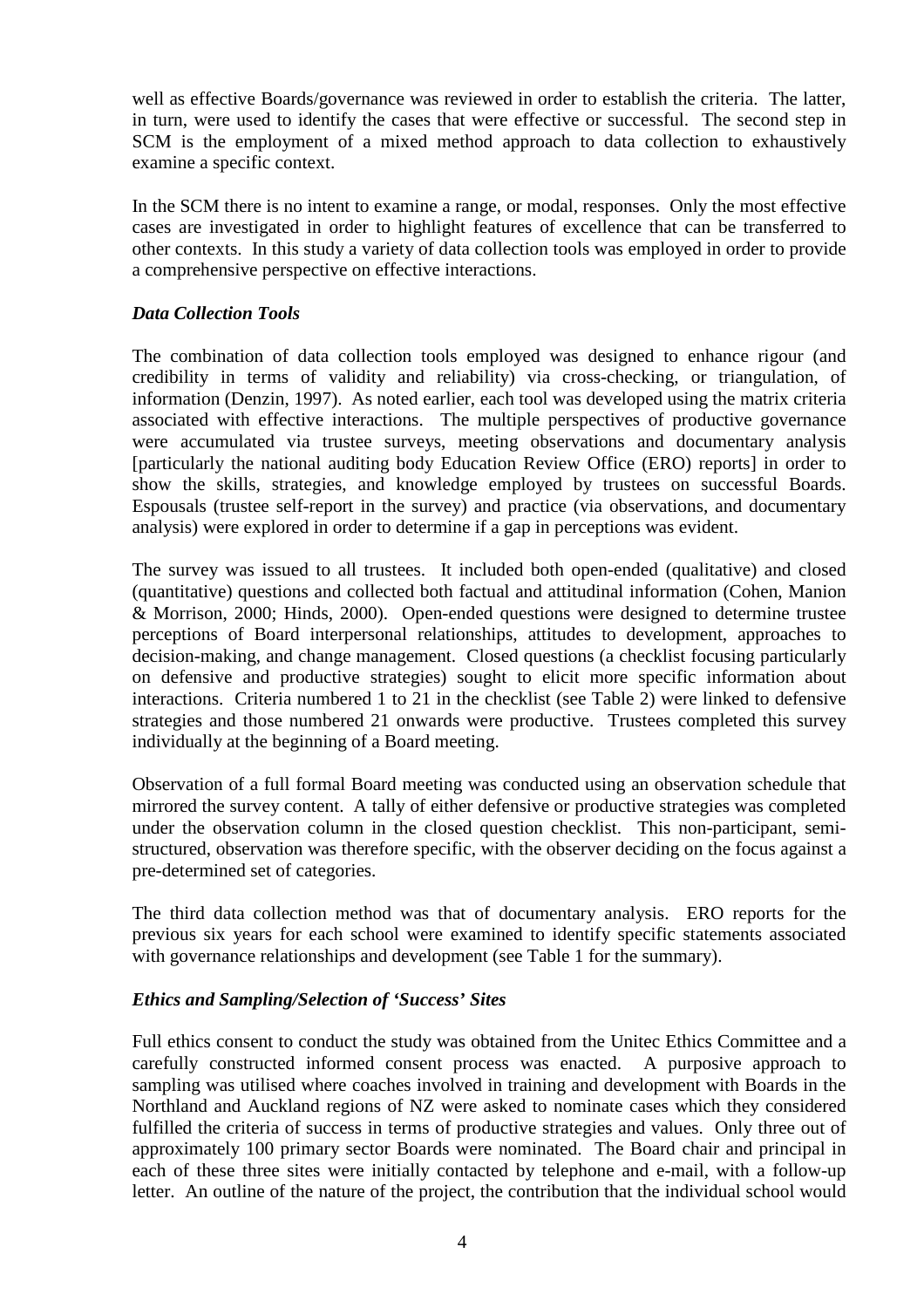well as effective Boards/governance was reviewed in order to establish the criteria. The latter, in turn, were used to identify the cases that were effective or successful. The second step in SCM is the employment of a mixed method approach to data collection to exhaustively examine a specific context.

In the SCM there is no intent to examine a range, or modal, responses. Only the most effective cases are investigated in order to highlight features of excellence that can be transferred to other contexts. In this study a variety of data collection tools was employed in order to provide a comprehensive perspective on effective interactions.

### *Data Collection Tools*

The combination of data collection tools employed was designed to enhance rigour (and credibility in terms of validity and reliability) via cross-checking, or triangulation, of information (Denzin, 1997). As noted earlier, each tool was developed using the matrix criteria associated with effective interactions. The multiple perspectives of productive governance were accumulated via trustee surveys, meeting observations and documentary analysis [particularly the national auditing body Education Review Office (ERO) reports] in order to show the skills, strategies, and knowledge employed by trustees on successful Boards. Espousals (trustee self-report in the survey) and practice (via observations, and documentary analysis) were explored in order to determine if a gap in perceptions was evident.

The survey was issued to all trustees. It included both open-ended (qualitative) and closed (quantitative) questions and collected both factual and attitudinal information (Cohen, Manion & Morrison, 2000; Hinds, 2000). Open-ended questions were designed to determine trustee perceptions of Board interpersonal relationships, attitudes to development, approaches to decision-making, and change management. Closed questions (a checklist focusing particularly on defensive and productive strategies) sought to elicit more specific information about interactions. Criteria numbered 1 to 21 in the checklist (see Table 2) were linked to defensive strategies and those numbered 21 onwards were productive. Trustees completed this survey individually at the beginning of a Board meeting.

Observation of a full formal Board meeting was conducted using an observation schedule that mirrored the survey content. A tally of either defensive or productive strategies was completed under the observation column in the closed question checklist. This non-participant, semi-structured, observation was therefore specific, with the observer deciding on the focus against a pre-determined set of categories.

The third data collection method was that of documentary analysis. ERO reports for the previous six years for each school were examined to identify specific statements associated with governance relationships and development (see Table 1 for the summary).

### *Ethics and Sampling/Selection of 'Success' Sites*

Full ethics consent to conduct the study was obtained from the Unitec Ethics Committee and a carefully constructed informed consent process was enacted. A purposive approach to sampling was utilised where coaches involved in training and development with Boards in the Northland and Auckland regions of NZ were asked to nominate cases which they considered fulfilled the criteria of success in terms of productive strategies and values. Only three out of approximately 100 primary sector Boards were nominated. The Board chair and principal in each of these three sites were initially contacted by telephone and e-mail, with a follow-up letter. An outline of the nature of the project, the contribution that the individual school would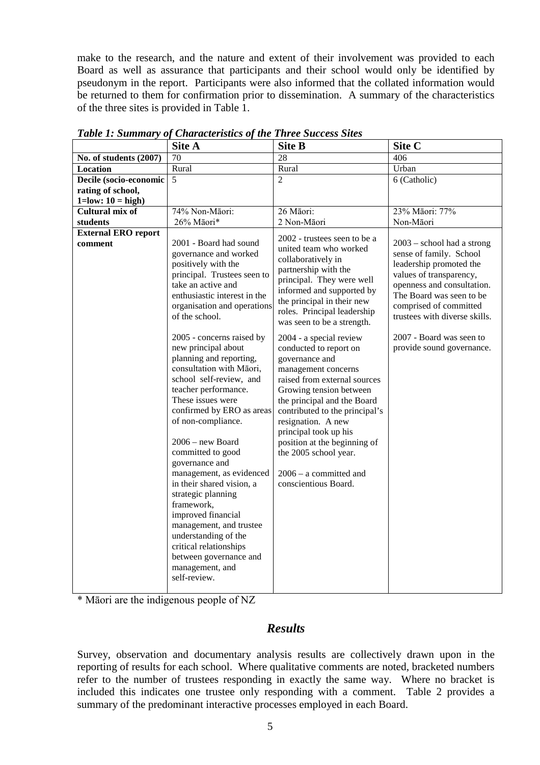make to the research, and the nature and extent of their involvement was provided to each Board as well as assurance that participants and their school would only be identified by pseudonym in the report. Participants were also informed that the collated information would be returned to them for confirmation prior to dissemination. A summary of the characteristics of the three sites is provided in Table 1.

***Table 1: Summary of Characteristics of the Three Success Sites***

| | **Site A** | **Site B** | **Site C** |
|---|---|---|---|
| **No. of students (2007)** | 70 | 28 | 406 |
| **Location** | Rural | Rural | Urban |
| **Decile (socio-economic rating of school, 1=low: 10 = high)** | 5 | 2 | 6 (Catholic) |
| **Cultural mix of students** | 74% Non-Māori: 26% Māori* | 26 Māori: 2 Non-Māori | 23% Māori: 77% Non-Māori |
| **External ERO report comment** | 2001 - Board had sound governance and worked positively with the principal. Trustees seen to take an active and enthusiastic interest in the organisation and operations of the school.<br><br>2005 - concerns raised by new principal about planning and reporting, consultation with Māori, school self-review, and teacher performance. These issues were confirmed by ERO as areas of non-compliance.<br><br>2006 – new Board committed to good governance and management, as evidenced in their shared vision, a strategic planning framework, improved financial management, and trustee understanding of the critical relationships between governance and management, and self-review. | 2002 - trustees seen to be a united team who worked collaboratively in partnership with the principal. They were well informed and supported by the principal in their new roles. Principal leadership was seen to be a strength.<br><br>2004 - a special review conducted to report on governance and management concerns raised from external sources Growing tension between the principal and the Board contributed to the principal's resignation. A new principal took up his position at the beginning of the 2005 school year.<br><br>2006 – a committed and conscientious Board. | 2003 – school had a strong sense of family. School leadership promoted the values of transparency, openness and consultation. The Board was seen to be comprised of committed trustees with diverse skills.<br><br>2007 - Board was seen to provide sound governance. |

\* Māori are the indigenous people of NZ

## *Results*

Survey, observation and documentary analysis results are collectively drawn upon in the reporting of results for each school. Where qualitative comments are noted, bracketed numbers refer to the number of trustees responding in exactly the same way. Where no bracket is included this indicates one trustee only responding with a comment. Table 2 provides a summary of the predominant interactive processes employed in each Board.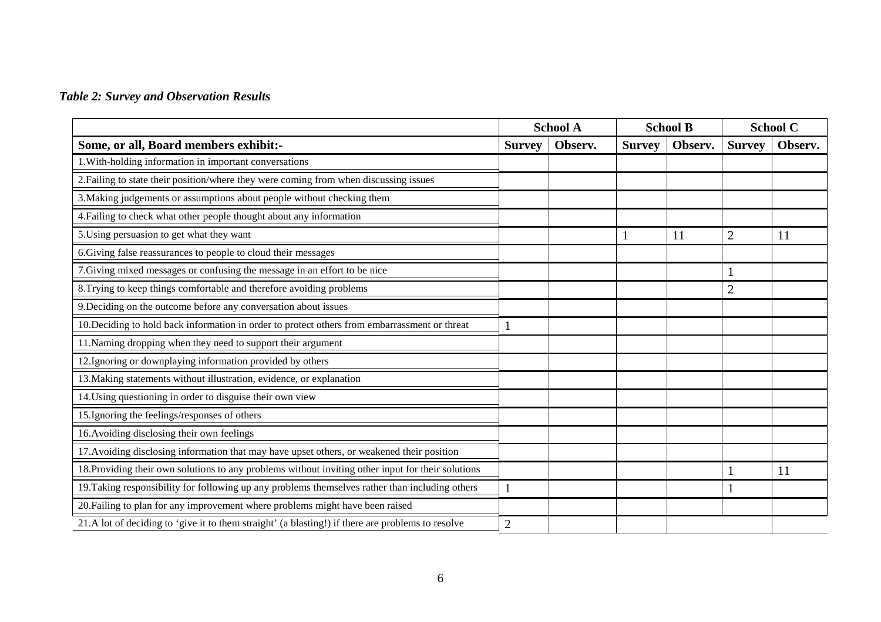*Table 2: Survey and Observation Results*

| | School A | | School B | | School C | |
|---|---|---|---|---|---|---|
| **Some, or all, Board members exhibit:-** | **Survey** | **Observ.** | **Survey** | **Observ.** | **Survey** | **Observ.** |
| 1.With-holding information in important conversations | | | | | | |
| 2.Failing to state their position/where they were coming from when discussing issues | | | | | | |
| 3.Making judgements or assumptions about people without checking them | | | | | | |
| 4.Failing to check what other people thought about any information | | | | | | |
| 5.Using persuasion to get what they want | | | 1 | 11 | 2 | 11 |
| 6.Giving false reassurances to people to cloud their messages | | | | | | |
| 7.Giving mixed messages or confusing the message in an effort to be nice | | | | | 1 | |
| 8.Trying to keep things comfortable and therefore avoiding problems | | | | | 2 | |
| 9.Deciding on the outcome before any conversation about issues | | | | | | |
| 10.Deciding to hold back information in order to protect others from embarrassment or threat | 1 | | | | | |
| 11.Naming dropping when they need to support their argument | | | | | | |
| 12.Ignoring or downplaying information provided by others | | | | | | |
| 13.Making statements without illustration, evidence, or explanation | | | | | | |
| 14.Using questioning in order to disguise their own view | | | | | | |
| 15.Ignoring the feelings/responses of others | | | | | | |
| 16.Avoiding disclosing their own feelings | | | | | | |
| 17.Avoiding disclosing information that may have upset others, or weakened their position | | | | | | |
| 18.Providing their own solutions to any problems without inviting other input for their solutions | | | | | 1 | 11 |
| 19.Taking responsibility for following up any problems themselves rather than including others | 1 | | | | 1 | |
| 20.Failing to plan for any improvement where problems might have been raised | | | | | | |
| 21.A lot of deciding to 'give it to them straight' (a blasting!) if there are problems to resolve | 2 | | | | | |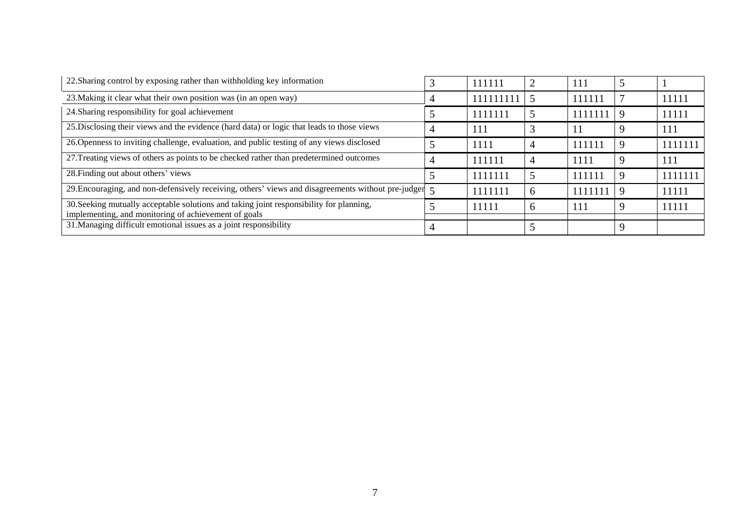| | | | | | | |
|---|---|---|---|---|---|---|
| 22.Sharing control by exposing rather than withholding key information | 3 | 111111 | 2 | 111 | 5 | 1 |
| 23.Making it clear what their own position was (in an open way) | 4 | 111111111 | 5 | 111111 | 7 | 11111 |
| 24.Sharing responsibility for goal achievement | 5 | 1111111 | 5 | 1111111 | 9 | 11111 |
| 25.Disclosing their views and the evidence (hard data) or logic that leads to those views | 4 | 111 | 3 | 11 | 9 | 111 |
| 26.Openness to inviting challenge, evaluation, and public testing of any views disclosed | 5 | 1111 | 4 | 111111 | 9 | 1111111 |
| 27.Treating views of others as points to be checked rather than predetermined outcomes | 4 | 111111 | 4 | 1111 | 9 | 111 |
| 28.Finding out about others' views | 5 | 1111111 | 5 | 111111 | 9 | 1111111 |
| 29.Encouraging, and non-defensively receiving, others' views and disagreements without pre-judger | 5 | 1111111 | 6 | 1111111 | 9 | 11111 |
| 30.Seeking mutually acceptable solutions and taking joint responsibility for planning, implementing, and monitoring of achievement of goals | 5 | 11111 | 6 | 111 | 9 | 11111 |
| 31.Managing difficult emotional issues as a joint responsibility | 4 | | 5 | | 9 | |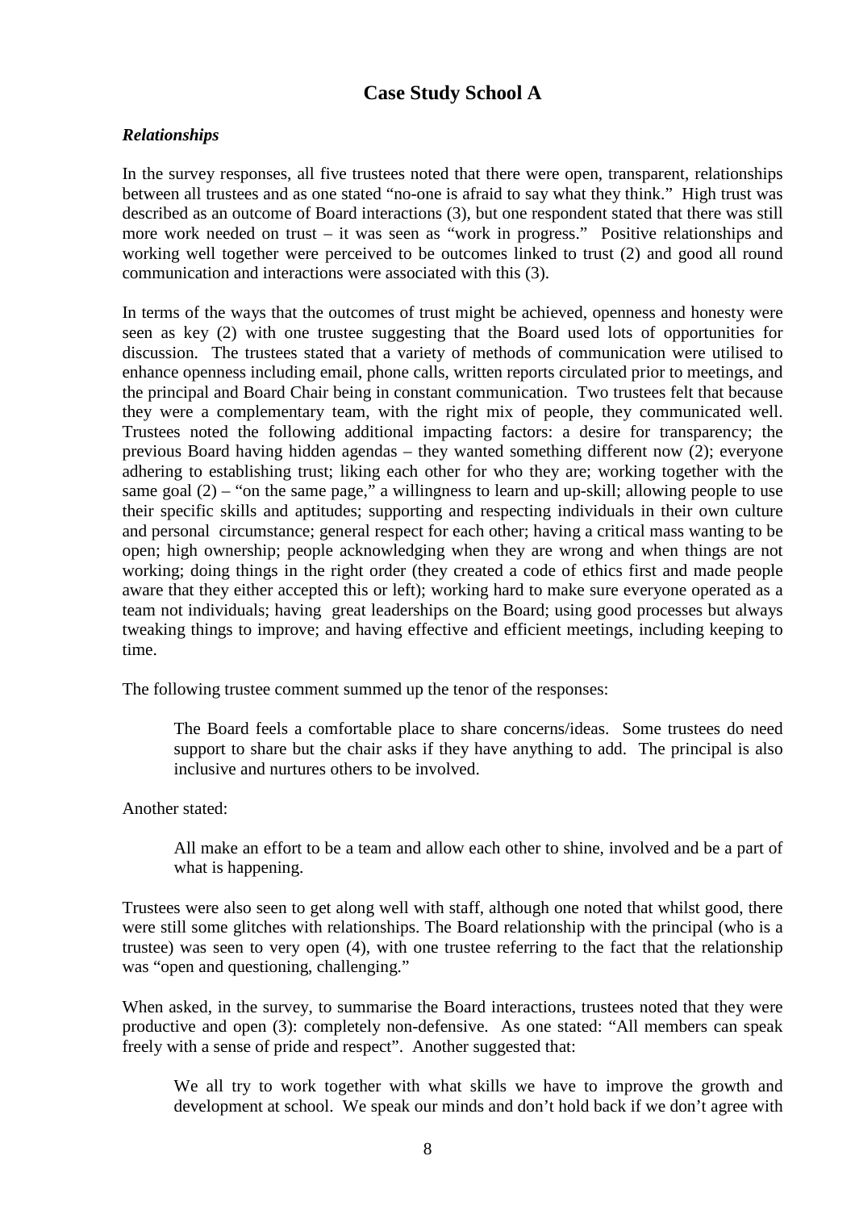## Case Study School A

### *Relationships*

In the survey responses, all five trustees noted that there were open, transparent, relationships between all trustees and as one stated "no-one is afraid to say what they think." High trust was described as an outcome of Board interactions (3), but one respondent stated that there was still more work needed on trust – it was seen as "work in progress." Positive relationships and working well together were perceived to be outcomes linked to trust (2) and good all round communication and interactions were associated with this (3).

In terms of the ways that the outcomes of trust might be achieved, openness and honesty were seen as key (2) with one trustee suggesting that the Board used lots of opportunities for discussion. The trustees stated that a variety of methods of communication were utilised to enhance openness including email, phone calls, written reports circulated prior to meetings, and the principal and Board Chair being in constant communication. Two trustees felt that because they were a complementary team, with the right mix of people, they communicated well. Trustees noted the following additional impacting factors: a desire for transparency; the previous Board having hidden agendas – they wanted something different now (2); everyone adhering to establishing trust; liking each other for who they are; working together with the same goal (2) – "on the same page," a willingness to learn and up-skill; allowing people to use their specific skills and aptitudes; supporting and respecting individuals in their own culture and personal circumstance; general respect for each other; having a critical mass wanting to be open; high ownership; people acknowledging when they are wrong and when things are not working; doing things in the right order (they created a code of ethics first and made people aware that they either accepted this or left); working hard to make sure everyone operated as a team not individuals; having great leaderships on the Board; using good processes but always tweaking things to improve; and having effective and efficient meetings, including keeping to time.

The following trustee comment summed up the tenor of the responses:

> The Board feels a comfortable place to share concerns/ideas. Some trustees do need support to share but the chair asks if they have anything to add. The principal is also inclusive and nurtures others to be involved.

Another stated:

> All make an effort to be a team and allow each other to shine, involved and be a part of what is happening.

Trustees were also seen to get along well with staff, although one noted that whilst good, there were still some glitches with relationships. The Board relationship with the principal (who is a trustee) was seen to very open (4), with one trustee referring to the fact that the relationship was "open and questioning, challenging."

When asked, in the survey, to summarise the Board interactions, trustees noted that they were productive and open (3): completely non-defensive. As one stated: "All members can speak freely with a sense of pride and respect". Another suggested that:

> We all try to work together with what skills we have to improve the growth and development at school. We speak our minds and don't hold back if we don't agree with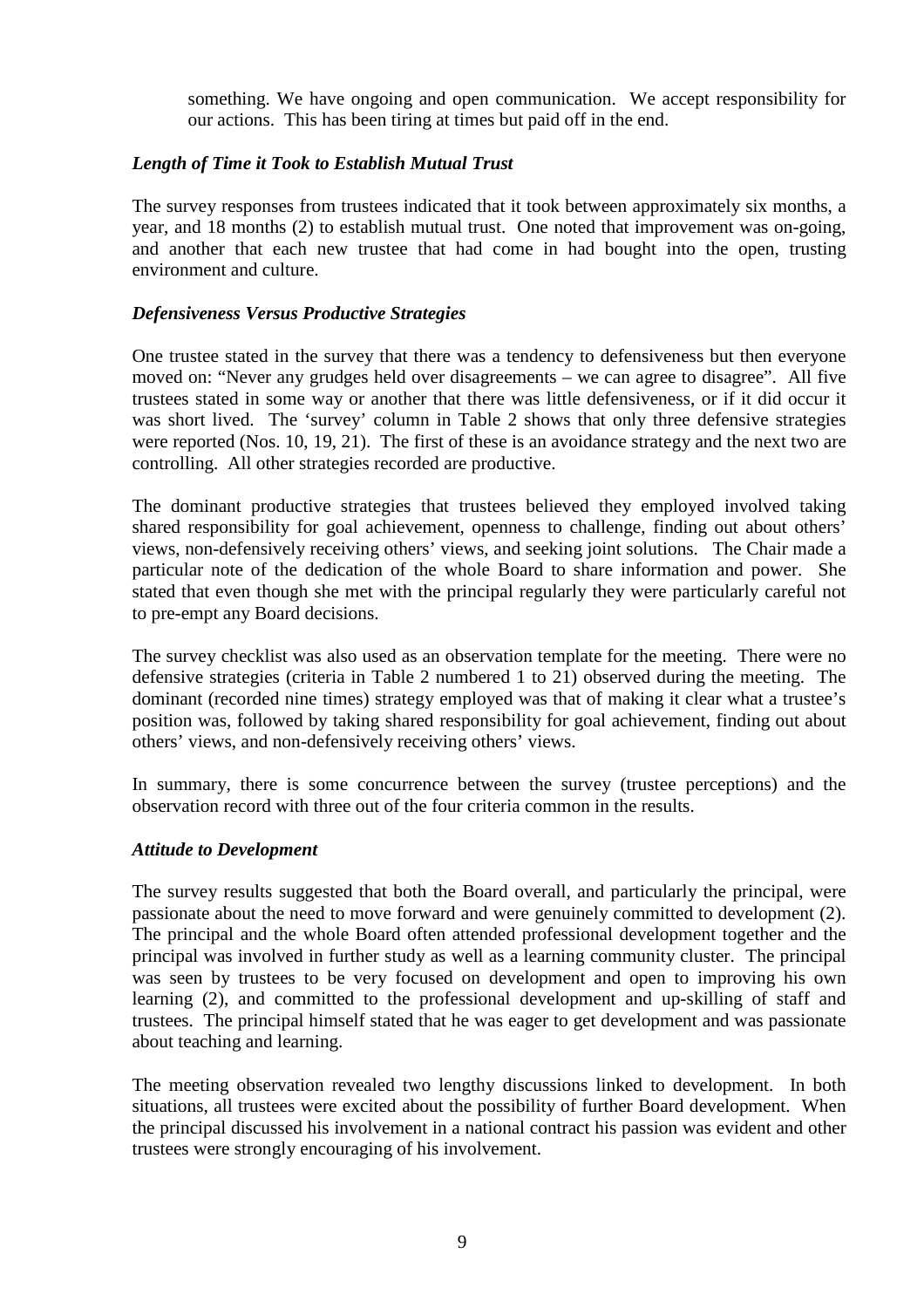> something. We have ongoing and open communication. We accept responsibility for our actions. This has been tiring at times but paid off in the end.

### *Length of Time it Took to Establish Mutual Trust*

The survey responses from trustees indicated that it took between approximately six months, a year, and 18 months (2) to establish mutual trust. One noted that improvement was on-going, and another that each new trustee that had come in had bought into the open, trusting environment and culture.

### *Defensiveness Versus Productive Strategies*

One trustee stated in the survey that there was a tendency to defensiveness but then everyone moved on: "Never any grudges held over disagreements – we can agree to disagree". All five trustees stated in some way or another that there was little defensiveness, or if it did occur it was short lived. The 'survey' column in Table 2 shows that only three defensive strategies were reported (Nos. 10, 19, 21). The first of these is an avoidance strategy and the next two are controlling. All other strategies recorded are productive.

The dominant productive strategies that trustees believed they employed involved taking shared responsibility for goal achievement, openness to challenge, finding out about others' views, non-defensively receiving others' views, and seeking joint solutions. The Chair made a particular note of the dedication of the whole Board to share information and power. She stated that even though she met with the principal regularly they were particularly careful not to pre-empt any Board decisions.

The survey checklist was also used as an observation template for the meeting. There were no defensive strategies (criteria in Table 2 numbered 1 to 21) observed during the meeting. The dominant (recorded nine times) strategy employed was that of making it clear what a trustee's position was, followed by taking shared responsibility for goal achievement, finding out about others' views, and non-defensively receiving others' views.

In summary, there is some concurrence between the survey (trustee perceptions) and the observation record with three out of the four criteria common in the results.

### *Attitude to Development*

The survey results suggested that both the Board overall, and particularly the principal, were passionate about the need to move forward and were genuinely committed to development (2). The principal and the whole Board often attended professional development together and the principal was involved in further study as well as a learning community cluster. The principal was seen by trustees to be very focused on development and open to improving his own learning (2), and committed to the professional development and up-skilling of staff and trustees. The principal himself stated that he was eager to get development and was passionate about teaching and learning.

The meeting observation revealed two lengthy discussions linked to development. In both situations, all trustees were excited about the possibility of further Board development. When the principal discussed his involvement in a national contract his passion was evident and other trustees were strongly encouraging of his involvement.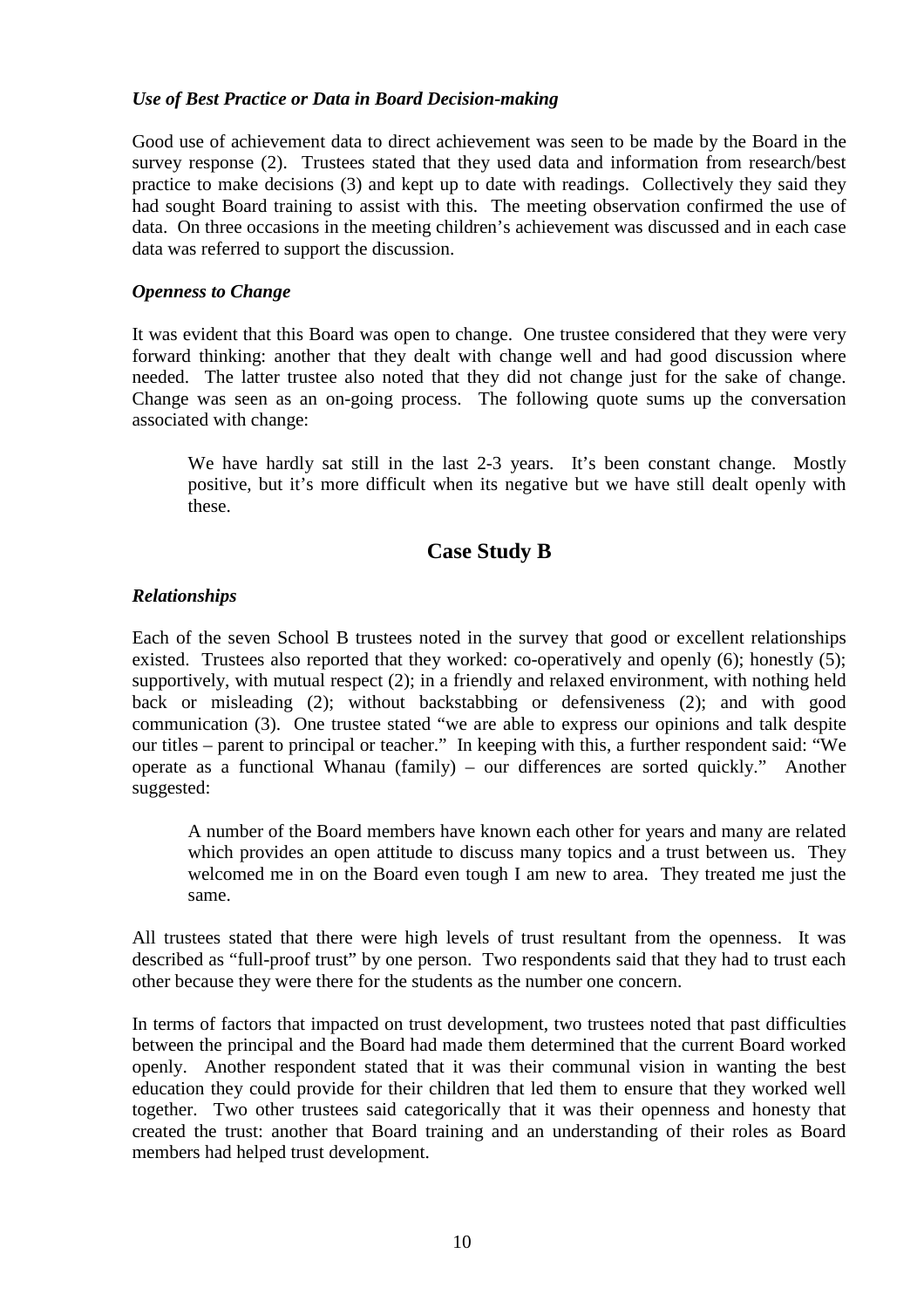### *Use of Best Practice or Data in Board Decision-making*

Good use of achievement data to direct achievement was seen to be made by the Board in the survey response (2). Trustees stated that they used data and information from research/best practice to make decisions (3) and kept up to date with readings. Collectively they said they had sought Board training to assist with this. The meeting observation confirmed the use of data. On three occasions in the meeting children's achievement was discussed and in each case data was referred to support the discussion.

### *Openness to Change*

It was evident that this Board was open to change. One trustee considered that they were very forward thinking: another that they dealt with change well and had good discussion where needed. The latter trustee also noted that they did not change just for the sake of change. Change was seen as an on-going process. The following quote sums up the conversation associated with change:

> We have hardly sat still in the last 2-3 years. It's been constant change. Mostly positive, but it's more difficult when its negative but we have still dealt openly with these.

## Case Study B

### *Relationships*

Each of the seven School B trustees noted in the survey that good or excellent relationships existed. Trustees also reported that they worked: co-operatively and openly (6); honestly (5); supportively, with mutual respect (2); in a friendly and relaxed environment, with nothing held back or misleading (2); without backstabbing or defensiveness (2); and with good communication (3). One trustee stated "we are able to express our opinions and talk despite our titles – parent to principal or teacher." In keeping with this, a further respondent said: "We operate as a functional Whanau (family) – our differences are sorted quickly." Another suggested:

> A number of the Board members have known each other for years and many are related which provides an open attitude to discuss many topics and a trust between us. They welcomed me in on the Board even tough I am new to area. They treated me just the same.

All trustees stated that there were high levels of trust resultant from the openness. It was described as "full-proof trust" by one person. Two respondents said that they had to trust each other because they were there for the students as the number one concern.

In terms of factors that impacted on trust development, two trustees noted that past difficulties between the principal and the Board had made them determined that the current Board worked openly. Another respondent stated that it was their communal vision in wanting the best education they could provide for their children that led them to ensure that they worked well together. Two other trustees said categorically that it was their openness and honesty that created the trust: another that Board training and an understanding of their roles as Board members had helped trust development.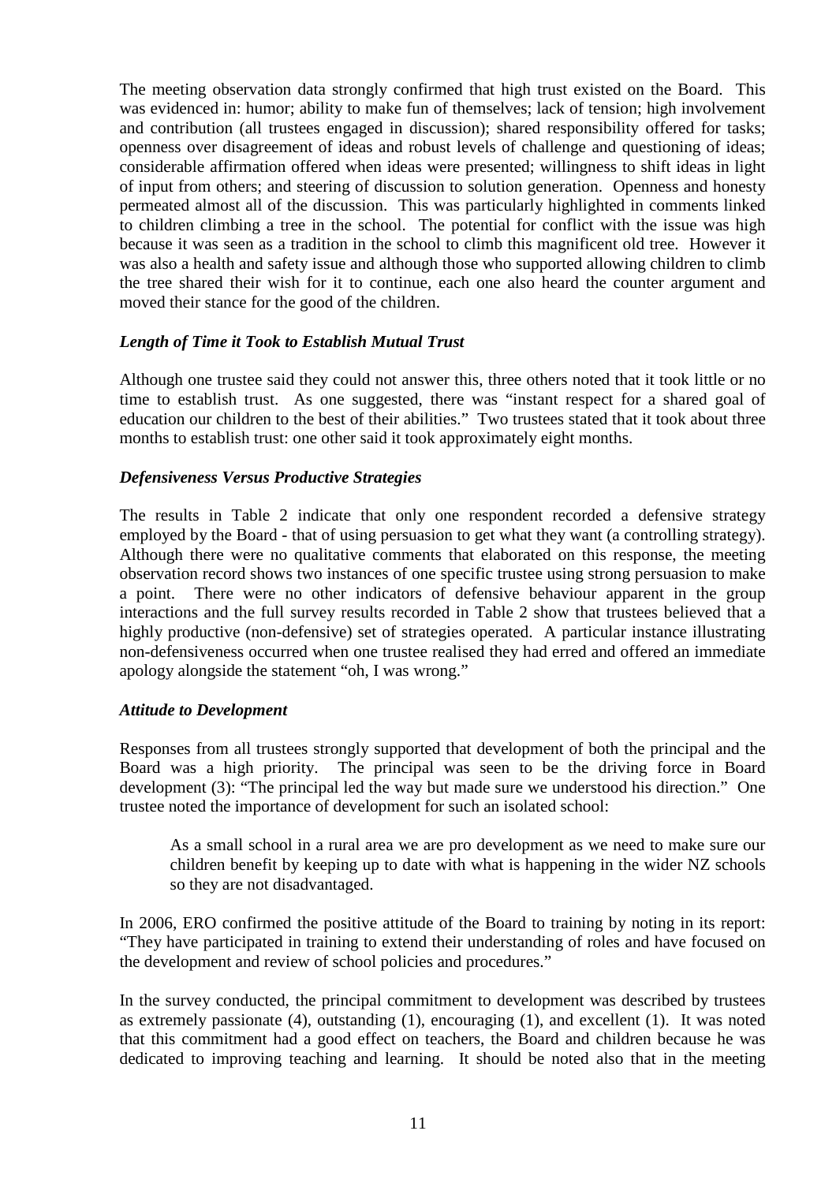The meeting observation data strongly confirmed that high trust existed on the Board. This was evidenced in: humor; ability to make fun of themselves; lack of tension; high involvement and contribution (all trustees engaged in discussion); shared responsibility offered for tasks; openness over disagreement of ideas and robust levels of challenge and questioning of ideas; considerable affirmation offered when ideas were presented; willingness to shift ideas in light of input from others; and steering of discussion to solution generation. Openness and honesty permeated almost all of the discussion. This was particularly highlighted in comments linked to children climbing a tree in the school. The potential for conflict with the issue was high because it was seen as a tradition in the school to climb this magnificent old tree. However it was also a health and safety issue and although those who supported allowing children to climb the tree shared their wish for it to continue, each one also heard the counter argument and moved their stance for the good of the children.

### *Length of Time it Took to Establish Mutual Trust*

Although one trustee said they could not answer this, three others noted that it took little or no time to establish trust. As one suggested, there was "instant respect for a shared goal of education our children to the best of their abilities." Two trustees stated that it took about three months to establish trust: one other said it took approximately eight months.

### *Defensiveness Versus Productive Strategies*

The results in Table 2 indicate that only one respondent recorded a defensive strategy employed by the Board - that of using persuasion to get what they want (a controlling strategy). Although there were no qualitative comments that elaborated on this response, the meeting observation record shows two instances of one specific trustee using strong persuasion to make a point. There were no other indicators of defensive behaviour apparent in the group interactions and the full survey results recorded in Table 2 show that trustees believed that a highly productive (non-defensive) set of strategies operated. A particular instance illustrating non-defensiveness occurred when one trustee realised they had erred and offered an immediate apology alongside the statement "oh, I was wrong."

### *Attitude to Development*

Responses from all trustees strongly supported that development of both the principal and the Board was a high priority. The principal was seen to be the driving force in Board development (3): "The principal led the way but made sure we understood his direction." One trustee noted the importance of development for such an isolated school:

> As a small school in a rural area we are pro development as we need to make sure our children benefit by keeping up to date with what is happening in the wider NZ schools so they are not disadvantaged.

In 2006, ERO confirmed the positive attitude of the Board to training by noting in its report: "They have participated in training to extend their understanding of roles and have focused on the development and review of school policies and procedures."

In the survey conducted, the principal commitment to development was described by trustees as extremely passionate (4), outstanding (1), encouraging (1), and excellent (1). It was noted that this commitment had a good effect on teachers, the Board and children because he was dedicated to improving teaching and learning. It should be noted also that in the meeting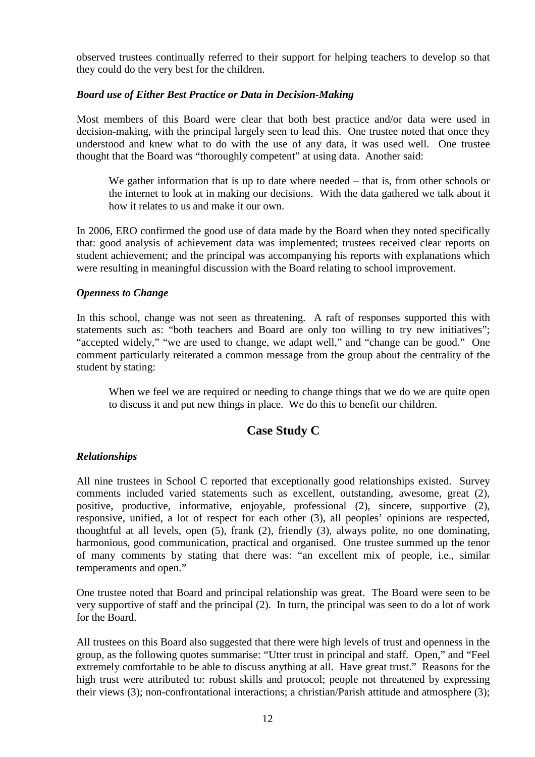observed trustees continually referred to their support for helping teachers to develop so that they could do the very best for the children.

### *Board use of Either Best Practice or Data in Decision-Making*

Most members of this Board were clear that both best practice and/or data were used in decision-making, with the principal largely seen to lead this. One trustee noted that once they understood and knew what to do with the use of any data, it was used well. One trustee thought that the Board was "thoroughly competent" at using data. Another said:

> We gather information that is up to date where needed – that is, from other schools or the internet to look at in making our decisions. With the data gathered we talk about it how it relates to us and make it our own.

In 2006, ERO confirmed the good use of data made by the Board when they noted specifically that: good analysis of achievement data was implemented; trustees received clear reports on student achievement; and the principal was accompanying his reports with explanations which were resulting in meaningful discussion with the Board relating to school improvement.

### *Openness to Change*

In this school, change was not seen as threatening. A raft of responses supported this with statements such as: "both teachers and Board are only too willing to try new initiatives"; "accepted widely," "we are used to change, we adapt well," and "change can be good." One comment particularly reiterated a common message from the group about the centrality of the student by stating:

> When we feel we are required or needing to change things that we do we are quite open to discuss it and put new things in place. We do this to benefit our children.

## Case Study C

### *Relationships*

All nine trustees in School C reported that exceptionally good relationships existed. Survey comments included varied statements such as excellent, outstanding, awesome, great (2), positive, productive, informative, enjoyable, professional (2), sincere, supportive (2), responsive, unified, a lot of respect for each other (3), all peoples' opinions are respected, thoughtful at all levels, open (5), frank (2), friendly (3), always polite, no one dominating, harmonious, good communication, practical and organised. One trustee summed up the tenor of many comments by stating that there was: "an excellent mix of people, i.e., similar temperaments and open."

One trustee noted that Board and principal relationship was great. The Board were seen to be very supportive of staff and the principal (2). In turn, the principal was seen to do a lot of work for the Board.

All trustees on this Board also suggested that there were high levels of trust and openness in the group, as the following quotes summarise: "Utter trust in principal and staff. Open," and "Feel extremely comfortable to be able to discuss anything at all. Have great trust." Reasons for the high trust were attributed to: robust skills and protocol; people not threatened by expressing their views (3); non-confrontational interactions; a christian/Parish attitude and atmosphere (3);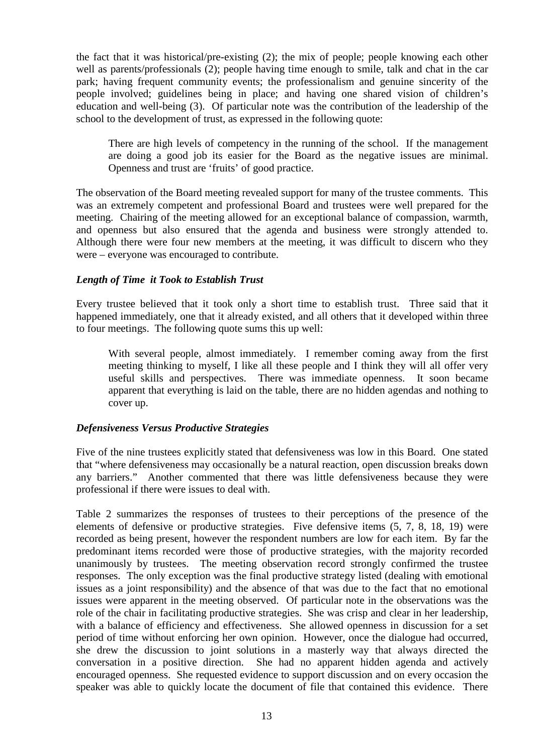the fact that it was historical/pre-existing (2); the mix of people; people knowing each other well as parents/professionals (2); people having time enough to smile, talk and chat in the car park; having frequent community events; the professionalism and genuine sincerity of the people involved; guidelines being in place; and having one shared vision of children's education and well-being (3). Of particular note was the contribution of the leadership of the school to the development of trust, as expressed in the following quote:

> There are high levels of competency in the running of the school. If the management are doing a good job its easier for the Board as the negative issues are minimal. Openness and trust are 'fruits' of good practice.

The observation of the Board meeting revealed support for many of the trustee comments. This was an extremely competent and professional Board and trustees were well prepared for the meeting. Chairing of the meeting allowed for an exceptional balance of compassion, warmth, and openness but also ensured that the agenda and business were strongly attended to. Although there were four new members at the meeting, it was difficult to discern who they were – everyone was encouraged to contribute.

### *Length of Time it Took to Establish Trust*

Every trustee believed that it took only a short time to establish trust. Three said that it happened immediately, one that it already existed, and all others that it developed within three to four meetings. The following quote sums this up well:

> With several people, almost immediately. I remember coming away from the first meeting thinking to myself, I like all these people and I think they will all offer very useful skills and perspectives. There was immediate openness. It soon became apparent that everything is laid on the table, there are no hidden agendas and nothing to cover up.

### *Defensiveness Versus Productive Strategies*

Five of the nine trustees explicitly stated that defensiveness was low in this Board. One stated that "where defensiveness may occasionally be a natural reaction, open discussion breaks down any barriers." Another commented that there was little defensiveness because they were professional if there were issues to deal with.

Table 2 summarizes the responses of trustees to their perceptions of the presence of the elements of defensive or productive strategies. Five defensive items (5, 7, 8, 18, 19) were recorded as being present, however the respondent numbers are low for each item. By far the predominant items recorded were those of productive strategies, with the majority recorded unanimously by trustees. The meeting observation record strongly confirmed the trustee responses. The only exception was the final productive strategy listed (dealing with emotional issues as a joint responsibility) and the absence of that was due to the fact that no emotional issues were apparent in the meeting observed. Of particular note in the observations was the role of the chair in facilitating productive strategies. She was crisp and clear in her leadership, with a balance of efficiency and effectiveness. She allowed openness in discussion for a set period of time without enforcing her own opinion. However, once the dialogue had occurred, she drew the discussion to joint solutions in a masterly way that always directed the conversation in a positive direction. She had no apparent hidden agenda and actively encouraged openness. She requested evidence to support discussion and on every occasion the speaker was able to quickly locate the document of file that contained this evidence. There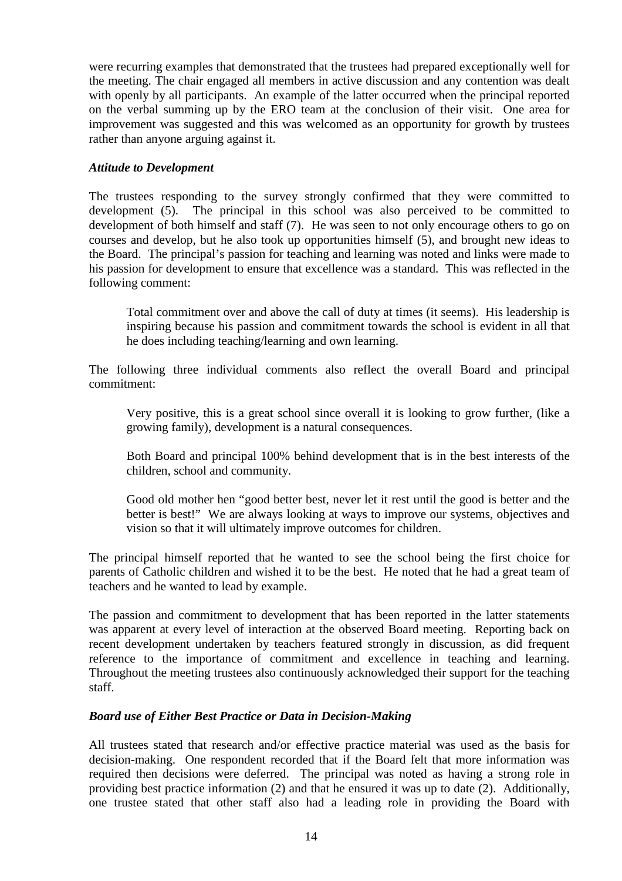were recurring examples that demonstrated that the trustees had prepared exceptionally well for the meeting. The chair engaged all members in active discussion and any contention was dealt with openly by all participants. An example of the latter occurred when the principal reported on the verbal summing up by the ERO team at the conclusion of their visit. One area for improvement was suggested and this was welcomed as an opportunity for growth by trustees rather than anyone arguing against it.

### *Attitude to Development*

The trustees responding to the survey strongly confirmed that they were committed to development (5). The principal in this school was also perceived to be committed to development of both himself and staff (7). He was seen to not only encourage others to go on courses and develop, but he also took up opportunities himself (5), and brought new ideas to the Board. The principal's passion for teaching and learning was noted and links were made to his passion for development to ensure that excellence was a standard. This was reflected in the following comment:

> Total commitment over and above the call of duty at times (it seems). His leadership is inspiring because his passion and commitment towards the school is evident in all that he does including teaching/learning and own learning.

The following three individual comments also reflect the overall Board and principal commitment:

> Very positive, this is a great school since overall it is looking to grow further, (like a growing family), development is a natural consequences.
>
> Both Board and principal 100% behind development that is in the best interests of the children, school and community.
>
> Good old mother hen "good better best, never let it rest until the good is better and the better is best!" We are always looking at ways to improve our systems, objectives and vision so that it will ultimately improve outcomes for children.

The principal himself reported that he wanted to see the school being the first choice for parents of Catholic children and wished it to be the best. He noted that he had a great team of teachers and he wanted to lead by example.

The passion and commitment to development that has been reported in the latter statements was apparent at every level of interaction at the observed Board meeting. Reporting back on recent development undertaken by teachers featured strongly in discussion, as did frequent reference to the importance of commitment and excellence in teaching and learning. Throughout the meeting trustees also continuously acknowledged their support for the teaching staff.

### *Board use of Either Best Practice or Data in Decision-Making*

All trustees stated that research and/or effective practice material was used as the basis for decision-making. One respondent recorded that if the Board felt that more information was required then decisions were deferred. The principal was noted as having a strong role in providing best practice information (2) and that he ensured it was up to date (2). Additionally, one trustee stated that other staff also had a leading role in providing the Board with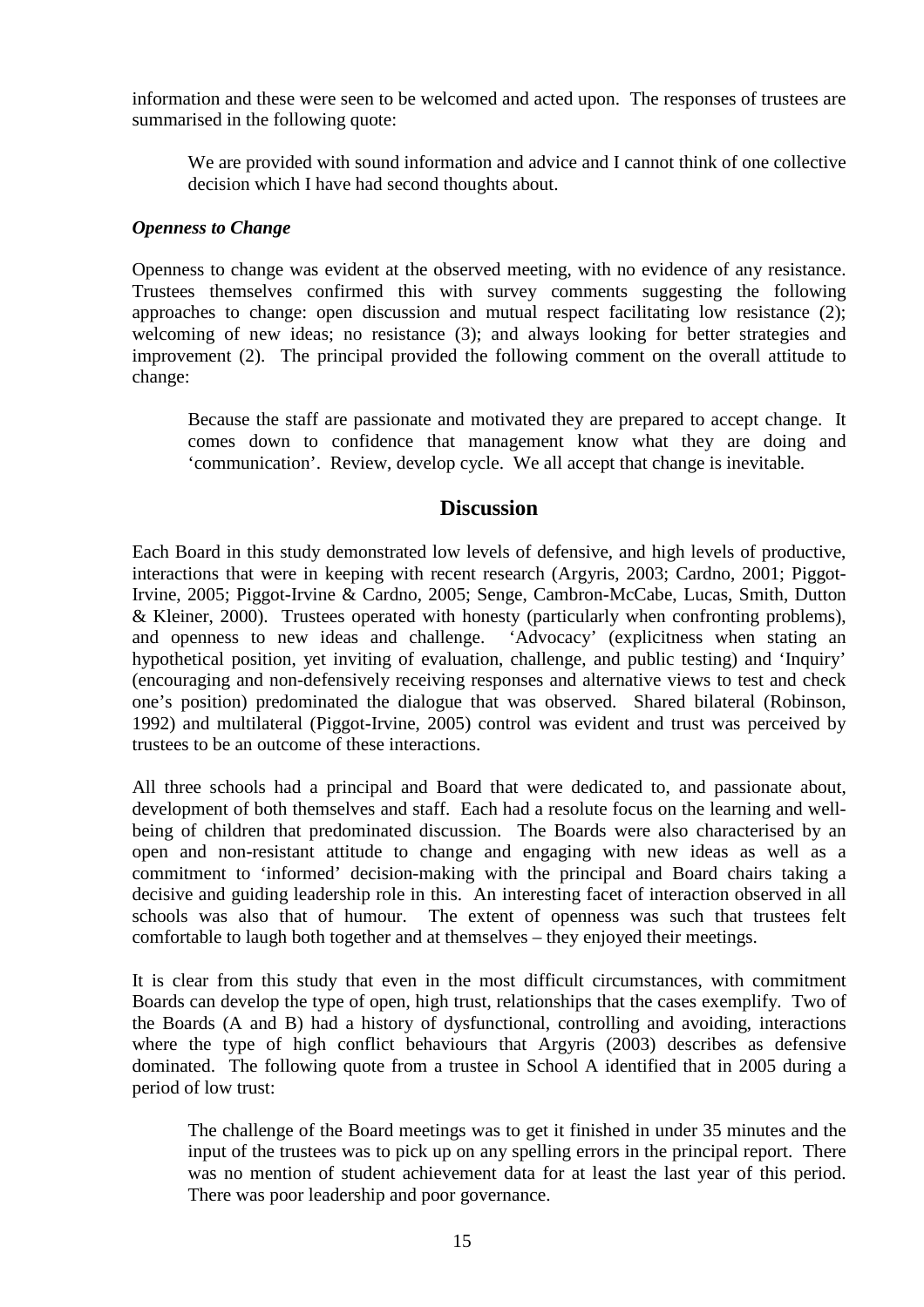information and these were seen to be welcomed and acted upon. The responses of trustees are summarised in the following quote:

> We are provided with sound information and advice and I cannot think of one collective decision which I have had second thoughts about.

### *Openness to Change*

Openness to change was evident at the observed meeting, with no evidence of any resistance. Trustees themselves confirmed this with survey comments suggesting the following approaches to change: open discussion and mutual respect facilitating low resistance (2); welcoming of new ideas; no resistance (3); and always looking for better strategies and improvement (2). The principal provided the following comment on the overall attitude to change:

> Because the staff are passionate and motivated they are prepared to accept change. It comes down to confidence that management know what they are doing and 'communication'. Review, develop cycle. We all accept that change is inevitable.

## Discussion

Each Board in this study demonstrated low levels of defensive, and high levels of productive, interactions that were in keeping with recent research (Argyris, 2003; Cardno, 2001; Piggot-Irvine, 2005; Piggot-Irvine & Cardno, 2005; Senge, Cambron-McCabe, Lucas, Smith, Dutton & Kleiner, 2000). Trustees operated with honesty (particularly when confronting problems), and openness to new ideas and challenge. 'Advocacy' (explicitness when stating an hypothetical position, yet inviting of evaluation, challenge, and public testing) and 'Inquiry' (encouraging and non-defensively receiving responses and alternative views to test and check one's position) predominated the dialogue that was observed. Shared bilateral (Robinson, 1992) and multilateral (Piggot-Irvine, 2005) control was evident and trust was perceived by trustees to be an outcome of these interactions.

All three schools had a principal and Board that were dedicated to, and passionate about, development of both themselves and staff. Each had a resolute focus on the learning and well-being of children that predominated discussion. The Boards were also characterised by an open and non-resistant attitude to change and engaging with new ideas as well as a commitment to 'informed' decision-making with the principal and Board chairs taking a decisive and guiding leadership role in this. An interesting facet of interaction observed in all schools was also that of humour. The extent of openness was such that trustees felt comfortable to laugh both together and at themselves – they enjoyed their meetings.

It is clear from this study that even in the most difficult circumstances, with commitment Boards can develop the type of open, high trust, relationships that the cases exemplify. Two of the Boards (A and B) had a history of dysfunctional, controlling and avoiding, interactions where the type of high conflict behaviours that Argyris (2003) describes as defensive dominated. The following quote from a trustee in School A identified that in 2005 during a period of low trust:

> The challenge of the Board meetings was to get it finished in under 35 minutes and the input of the trustees was to pick up on any spelling errors in the principal report. There was no mention of student achievement data for at least the last year of this period. There was poor leadership and poor governance.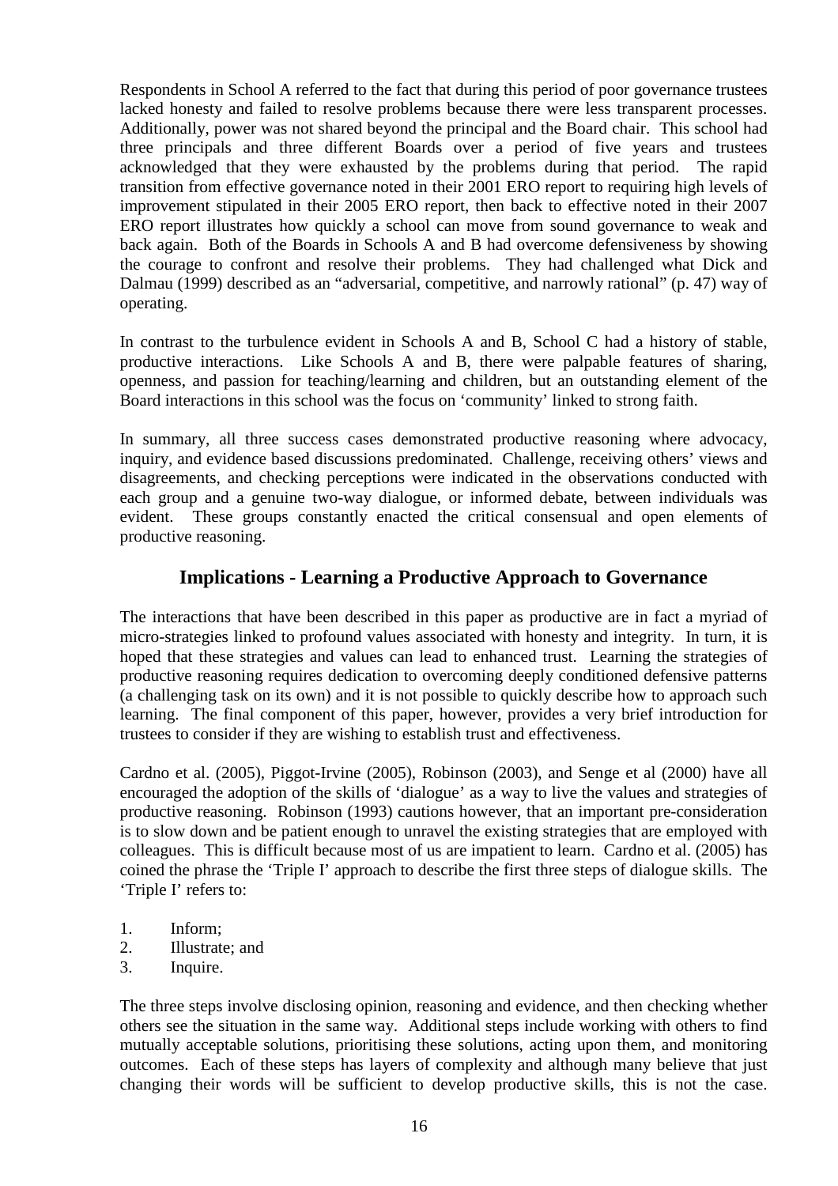Respondents in School A referred to the fact that during this period of poor governance trustees lacked honesty and failed to resolve problems because there were less transparent processes. Additionally, power was not shared beyond the principal and the Board chair. This school had three principals and three different Boards over a period of five years and trustees acknowledged that they were exhausted by the problems during that period. The rapid transition from effective governance noted in their 2001 ERO report to requiring high levels of improvement stipulated in their 2005 ERO report, then back to effective noted in their 2007 ERO report illustrates how quickly a school can move from sound governance to weak and back again. Both of the Boards in Schools A and B had overcome defensiveness by showing the courage to confront and resolve their problems. They had challenged what Dick and Dalmau (1999) described as an "adversarial, competitive, and narrowly rational" (p. 47) way of operating.

In contrast to the turbulence evident in Schools A and B, School C had a history of stable, productive interactions. Like Schools A and B, there were palpable features of sharing, openness, and passion for teaching/learning and children, but an outstanding element of the Board interactions in this school was the focus on 'community' linked to strong faith.

In summary, all three success cases demonstrated productive reasoning where advocacy, inquiry, and evidence based discussions predominated. Challenge, receiving others' views and disagreements, and checking perceptions were indicated in the observations conducted with each group and a genuine two-way dialogue, or informed debate, between individuals was evident. These groups constantly enacted the critical consensual and open elements of productive reasoning.

## Implications - Learning a Productive Approach to Governance

The interactions that have been described in this paper as productive are in fact a myriad of micro-strategies linked to profound values associated with honesty and integrity. In turn, it is hoped that these strategies and values can lead to enhanced trust. Learning the strategies of productive reasoning requires dedication to overcoming deeply conditioned defensive patterns (a challenging task on its own) and it is not possible to quickly describe how to approach such learning. The final component of this paper, however, provides a very brief introduction for trustees to consider if they are wishing to establish trust and effectiveness.

Cardno et al. (2005), Piggot-Irvine (2005), Robinson (2003), and Senge et al (2000) have all encouraged the adoption of the skills of 'dialogue' as a way to live the values and strategies of productive reasoning. Robinson (1993) cautions however, that an important pre-consideration is to slow down and be patient enough to unravel the existing strategies that are employed with colleagues. This is difficult because most of us are impatient to learn. Cardno et al. (2005) has coined the phrase the 'Triple I' approach to describe the first three steps of dialogue skills. The 'Triple I' refers to:

1. Inform;
2. Illustrate; and
3. Inquire.

The three steps involve disclosing opinion, reasoning and evidence, and then checking whether others see the situation in the same way. Additional steps include working with others to find mutually acceptable solutions, prioritising these solutions, acting upon them, and monitoring outcomes. Each of these steps has layers of complexity and although many believe that just changing their words will be sufficient to develop productive skills, this is not the case.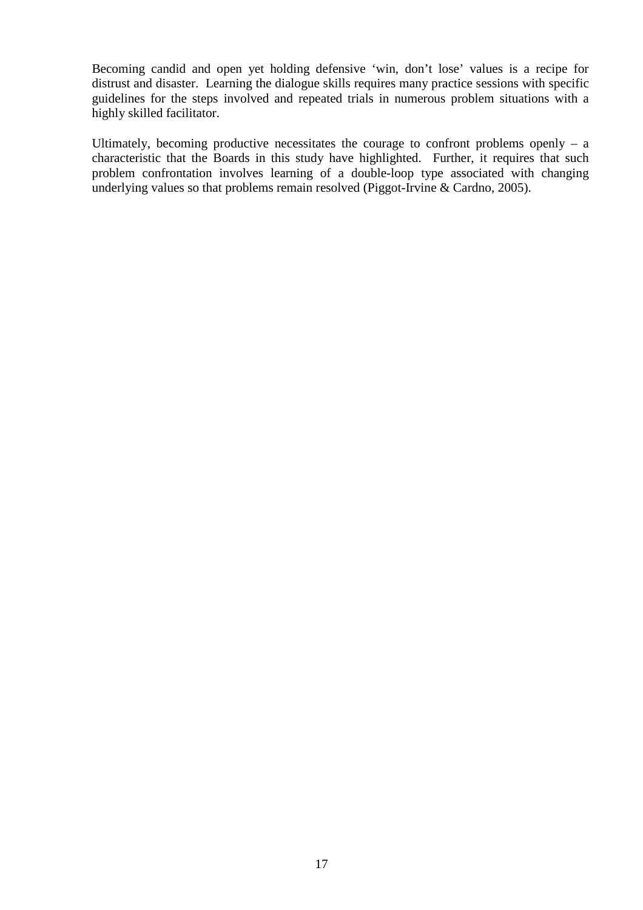Becoming candid and open yet holding defensive 'win, don't lose' values is a recipe for distrust and disaster. Learning the dialogue skills requires many practice sessions with specific guidelines for the steps involved and repeated trials in numerous problem situations with a highly skilled facilitator.

Ultimately, becoming productive necessitates the courage to confront problems openly – a characteristic that the Boards in this study have highlighted. Further, it requires that such problem confrontation involves learning of a double-loop type associated with changing underlying values so that problems remain resolved (Piggot-Irvine & Cardno, 2005).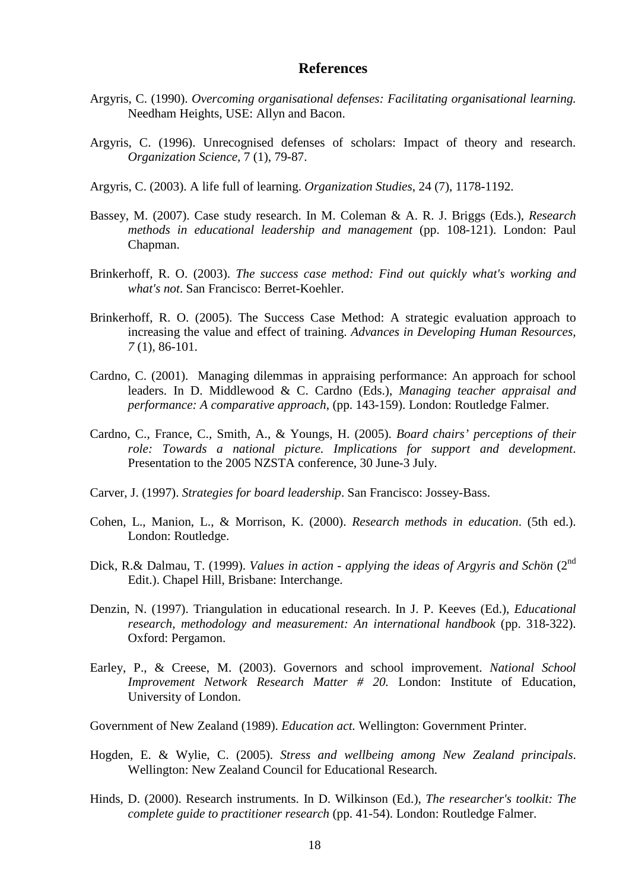## References

Argyris, C. (1990). *Overcoming organisational defenses: Facilitating organisational learning.* Needham Heights, USE: Allyn and Bacon.

Argyris, C. (1996). Unrecognised defenses of scholars: Impact of theory and research. *Organization Science,* 7 (1), 79-87.

Argyris, C. (2003). A life full of learning. *Organization Studies*, 24 (7), 1178-1192.

Bassey, M. (2007). Case study research. In M. Coleman & A. R. J. Briggs (Eds.), *Research methods in educational leadership and management* (pp. 108-121). London: Paul Chapman.

Brinkerhoff, R. O. (2003). *The success case method: Find out quickly what's working and what's not*. San Francisco: Berret-Koehler.

Brinkerhoff, R. O. (2005). The Success Case Method: A strategic evaluation approach to increasing the value and effect of training. *Advances in Developing Human Resources, 7* (1), 86-101.

Cardno, C. (2001). Managing dilemmas in appraising performance: An approach for school leaders. In D. Middlewood & C. Cardno (Eds.), *Managing teacher appraisal and performance: A comparative approach*, (pp. 143-159). London: Routledge Falmer.

Cardno, C., France, C., Smith, A., & Youngs, H. (2005). *Board chairs' perceptions of their role: Towards a national picture. Implications for support and development*. Presentation to the 2005 NZSTA conference, 30 June-3 July.

Carver, J. (1997). *Strategies for board leadership*. San Francisco: Jossey-Bass.

Cohen, L., Manion, L., & Morrison, K. (2000). *Research methods in education*. (5th ed.). London: Routledge.

Dick, R.& Dalmau, T. (1999). *Values in action - applying the ideas of Argyris and Schön* (2nd Edit.). Chapel Hill, Brisbane: Interchange.

Denzin, N. (1997). Triangulation in educational research. In J. P. Keeves (Ed.), *Educational research, methodology and measurement: An international handbook* (pp. 318-322). Oxford: Pergamon.

Earley, P., & Creese, M. (2003). Governors and school improvement. *National School Improvement Network Research Matter # 20.* London: Institute of Education, University of London.

Government of New Zealand (1989). *Education act.* Wellington: Government Printer.

Hogden, E. & Wylie, C. (2005). *Stress and wellbeing among New Zealand principals*. Wellington: New Zealand Council for Educational Research.

Hinds, D. (2000). Research instruments. In D. Wilkinson (Ed.), *The researcher's toolkit: The complete guide to practitioner research* (pp. 41-54). London: Routledge Falmer.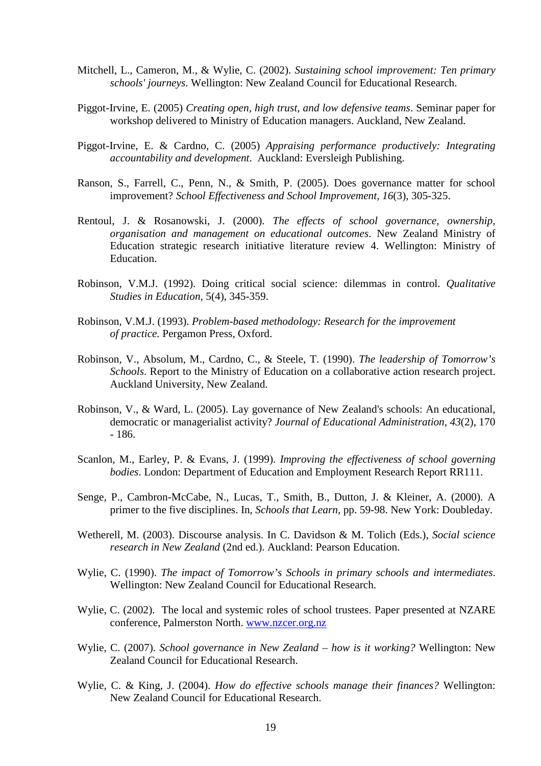Mitchell, L., Cameron, M., & Wylie, C. (2002). *Sustaining school improvement: Ten primary schools' journeys*. Wellington: New Zealand Council for Educational Research.

Piggot-Irvine, E. (2005) *Creating open, high trust, and low defensive teams*. Seminar paper for workshop delivered to Ministry of Education managers. Auckland, New Zealand.

Piggot-Irvine, E. & Cardno, C. (2005) *Appraising performance productively: Integrating accountability and development*. Auckland: Eversleigh Publishing.

Ranson, S., Farrell, C., Penn, N., & Smith, P. (2005). Does governance matter for school improvement? *School Effectiveness and School Improvement, 16*(3), 305-325.

Rentoul, J. & Rosanowski, J. (2000). *The effects of school governance, ownership, organisation and management on educational outcomes*. New Zealand Ministry of Education strategic research initiative literature review 4. Wellington: Ministry of Education.

Robinson, V.M.J. (1992). Doing critical social science: dilemmas in control. *Qualitative Studies in Education*, 5(4), 345-359.

Robinson, V.M.J. (1993). *Problem-based methodology: Research for the improvement of practice.* Pergamon Press, Oxford.

Robinson, V., Absolum, M., Cardno, C., & Steele, T. (1990). *The leadership of Tomorrow's Schools*. Report to the Ministry of Education on a collaborative action research project. Auckland University, New Zealand.

Robinson, V., & Ward, L. (2005). Lay governance of New Zealand's schools: An educational, democratic or managerialist activity? *Journal of Educational Administration, 43*(2), 170 - 186.

Scanlon, M., Earley, P. & Evans, J. (1999). *Improving the effectiveness of school governing bodies*. London: Department of Education and Employment Research Report RR111.

Senge, P., Cambron-McCabe, N., Lucas, T., Smith, B., Dutton, J. & Kleiner, A. (2000). A primer to the five disciplines. In, *Schools that Learn*, pp. 59-98. New York: Doubleday.

Wetherell, M. (2003). Discourse analysis. In C. Davidson & M. Tolich (Eds.), *Social science research in New Zealand* (2nd ed.). Auckland: Pearson Education.

Wylie, C. (1990). *The impact of Tomorrow's Schools in primary schools and intermediates*. Wellington: New Zealand Council for Educational Research.

Wylie, C. (2002). The local and systemic roles of school trustees. Paper presented at NZARE conference, Palmerston North. www.nzcer.org.nz

Wylie, C. (2007). *School governance in New Zealand – how is it working?* Wellington: New Zealand Council for Educational Research.

Wylie, C. & King, J. (2004). *How do effective schools manage their finances?* Wellington: New Zealand Council for Educational Research.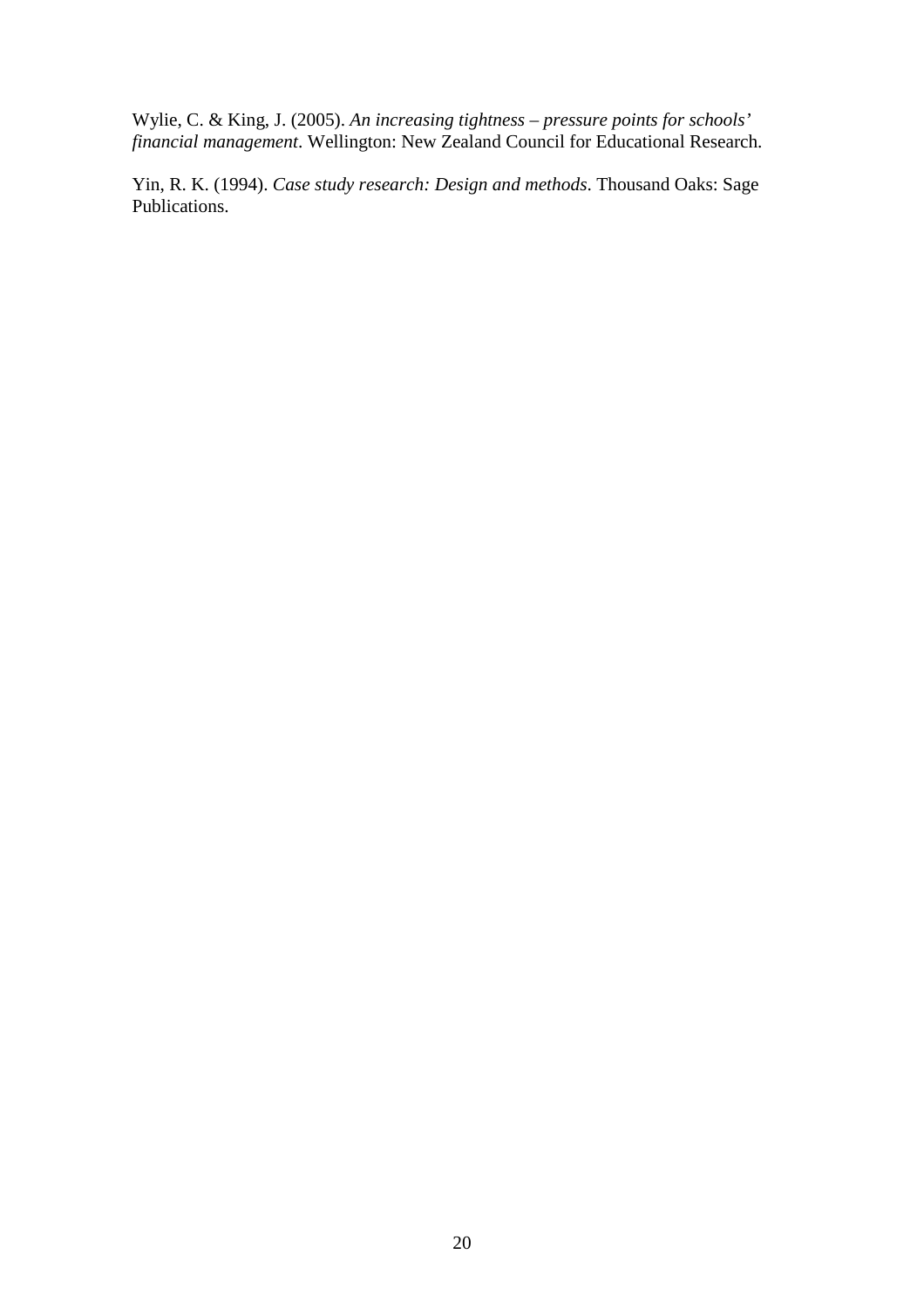Wylie, C. & King, J. (2005). *An increasing tightness – pressure points for schools' financial management*. Wellington: New Zealand Council for Educational Research.

Yin, R. K. (1994). *Case study research: Design and methods*. Thousand Oaks: Sage Publications.